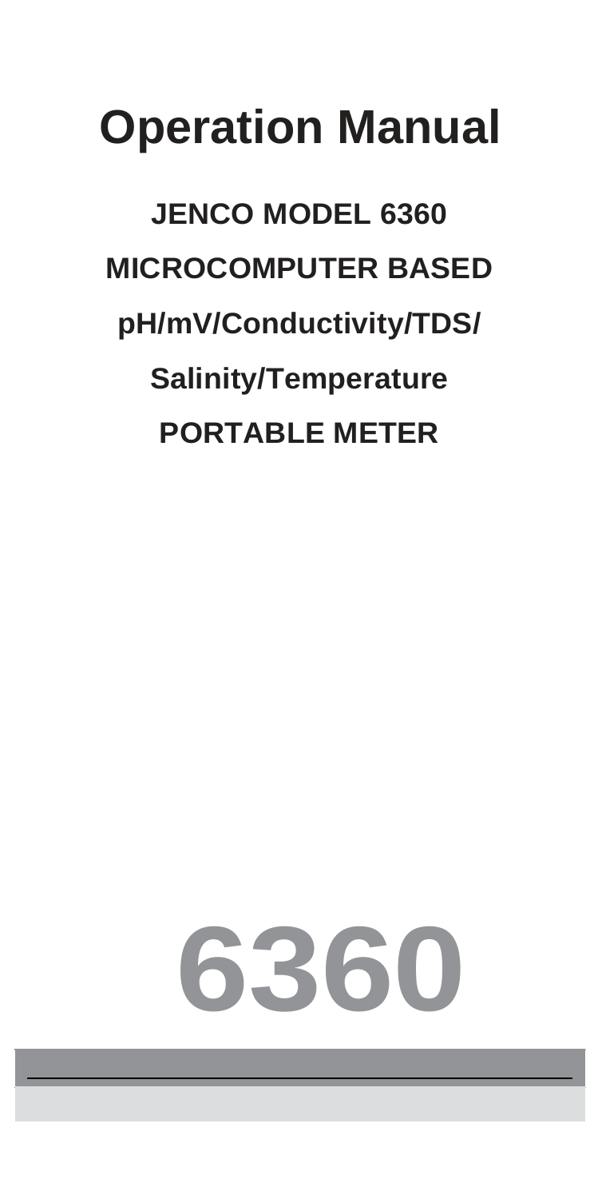# Operation Manual

## JENCO MODEL 6360

## MICROCOMPUTER BASED

## pH/mV/Conductivity/TDS/

## Salinity/Temperature

## PORTABLE METER

# 6360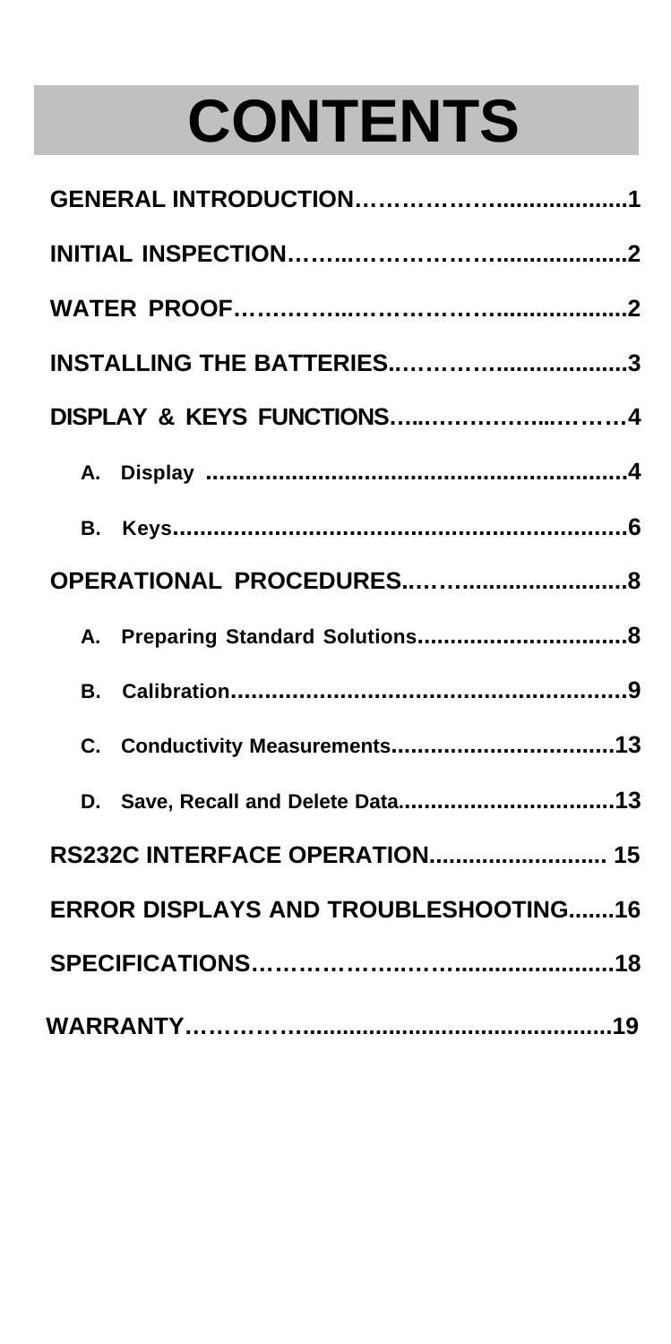# CONTENTS

**GENERAL INTRODUCTION……………….................1**

**INITIAL INSPECTION……..………………….................2**

**WATER PROOF…………...………………….................2**

**INSTALLING THE BATTERIES..……………................3**

**DISPLAY & KEYS FUNCTIONS…...……………...……….4**

- **A. Display ...............................................................4**
- **B. Keys.................................................................6**

**OPERATIONAL PROCEDURES..…….........................8**

- **A. Preparing Standard Solutions...............................8**
- **B. Calibration.........................................................9**
- **C. Conductivity Measurements.................................13**
- **D. Save, Recall and Delete Data...............................13**

**RS232C INTERFACE OPERATION.......................... 15**

**ERROR DISPLAYS AND TROUBLESHOOTING.......16**

**SPECIFICATIONS……………..……........................18**

**WARRANTY……………...................................................19**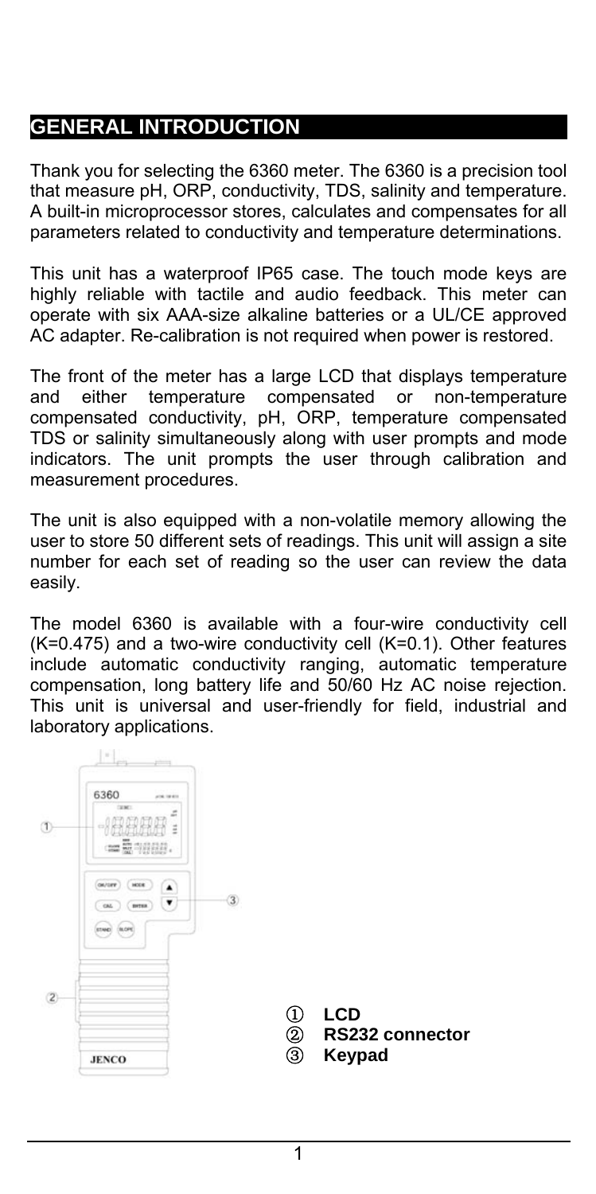## GENERAL INTRODUCTION

Thank you for selecting the 6360 meter. The 6360 is a precision tool that measure pH, ORP, conductivity, TDS, salinity and temperature. A built-in microprocessor stores, calculates and compensates for all parameters related to conductivity and temperature determinations.

This unit has a waterproof IP65 case. The touch mode keys are highly reliable with tactile and audio feedback. This meter can operate with six AAA-size alkaline batteries or a UL/CE approved AC adapter. Re-calibration is not required when power is restored.

The front of the meter has a large LCD that displays temperature and either temperature compensated or non-temperature compensated conductivity, pH, ORP, temperature compensated TDS or salinity simultaneously along with user prompts and mode indicators. The unit prompts the user through calibration and measurement procedures.

The unit is also equipped with a non-volatile memory allowing the user to store 50 different sets of readings. This unit will assign a site number for each set of reading so the user can review the data easily.

The model 6360 is available with a four-wire conductivity cell (K=0.475) and a two-wire conductivity cell (K=0.1). Other features include automatic conductivity ranging, automatic temperature compensation, long battery life and 50/60 Hz AC noise rejection. This unit is universal and user-friendly for field, industrial and laboratory applications.

① **LCD**
② **RS232 connector**
③ **Keypad**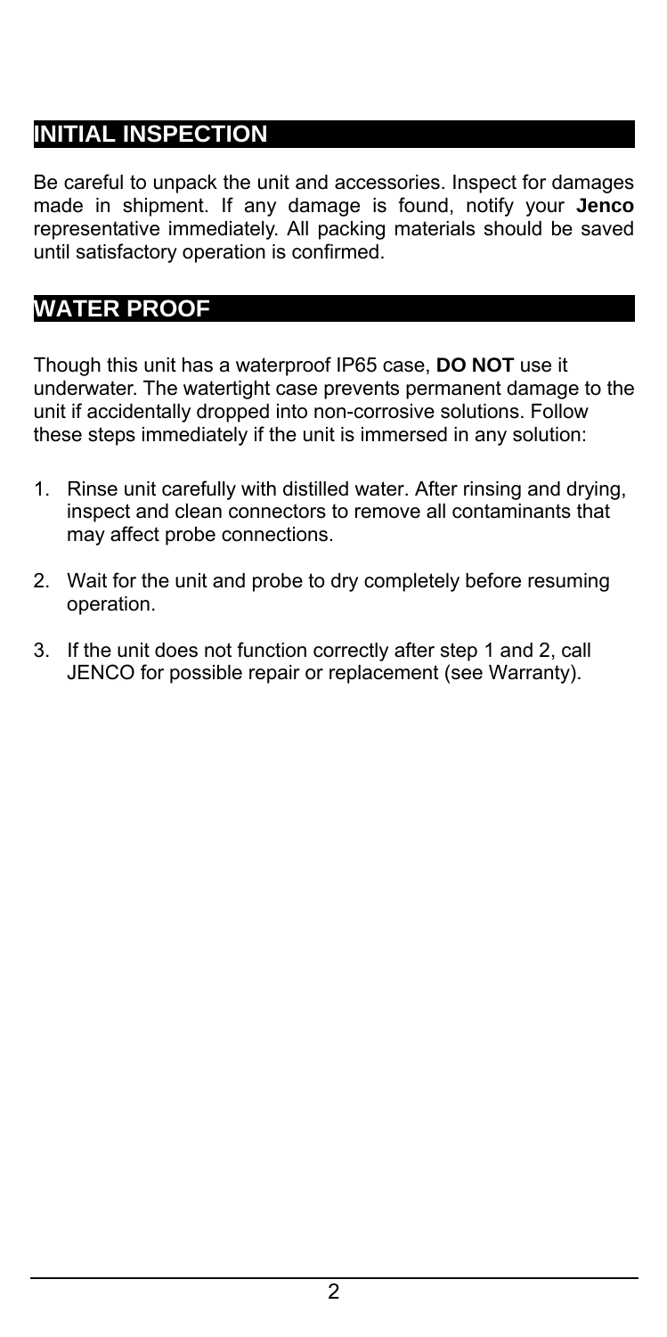## INITIAL INSPECTION

Be careful to unpack the unit and accessories. Inspect for damages made in shipment. If any damage is found, notify your **Jenco** representative immediately. All packing materials should be saved until satisfactory operation is confirmed.

## WATER PROOF

Though this unit has a waterproof IP65 case, **DO NOT** use it underwater. The watertight case prevents permanent damage to the unit if accidentally dropped into non-corrosive solutions. Follow these steps immediately if the unit is immersed in any solution:

1. Rinse unit carefully with distilled water. After rinsing and drying, inspect and clean connectors to remove all contaminants that may affect probe connections.

2. Wait for the unit and probe to dry completely before resuming operation.

3. If the unit does not function correctly after step 1 and 2, call JENCO for possible repair or replacement (see Warranty).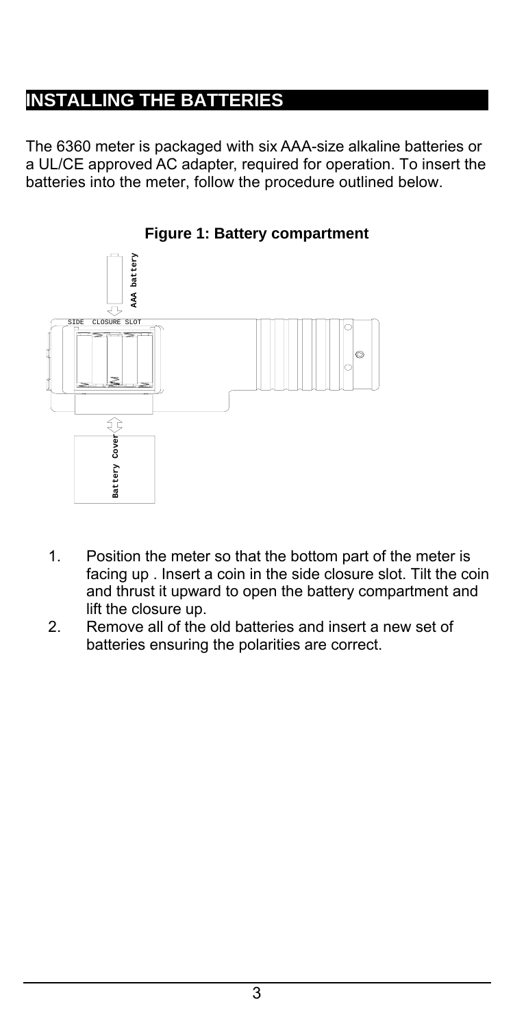# INSTALLING THE BATTERIES

The 6360 meter is packaged with six AAA-size alkaline batteries or a UL/CE approved AC adapter, required for operation. To insert the batteries into the meter, follow the procedure outlined below.

**Figure 1: Battery compartment**

1. Position the meter so that the bottom part of the meter is facing up . Insert a coin in the side closure slot. Tilt the coin and thrust it upward to open the battery compartment and lift the closure up.
2. Remove all of the old batteries and insert a new set of batteries ensuring the polarities are correct.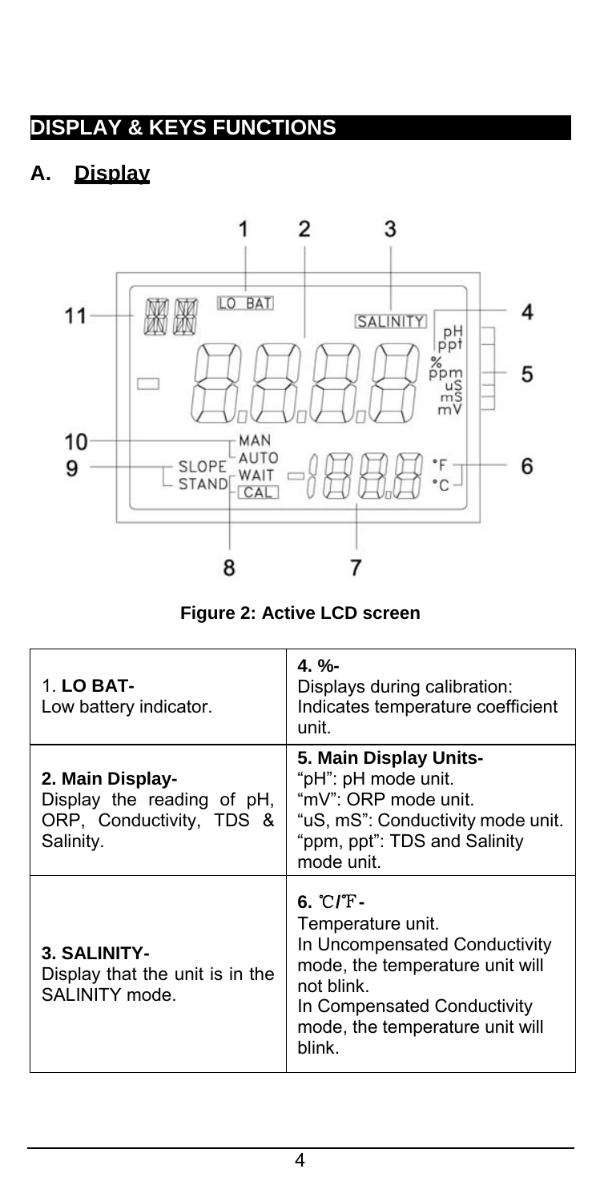# DISPLAY & KEYS FUNCTIONS

## A. Display

Figure 2: Active LCD screen

| 1. **LO BAT-** Low battery indicator. | **4. %-** Displays during calibration: Indicates temperature coefficient unit. |
|---|---|
| **2. Main Display-** Display the reading of pH, ORP, Conductivity, TDS & Salinity. | **5. Main Display Units-** "pH": pH mode unit. "mV": ORP mode unit. "uS, mS": Conductivity mode unit. "ppm, ppt": TDS and Salinity mode unit. |
| **3. SALINITY-** Display that the unit is in the SALINITY mode. | **6. ℃/℉-** Temperature unit. In Uncompensated Conductivity mode, the temperature unit will not blink. In Compensated Conductivity mode, the temperature unit will blink. |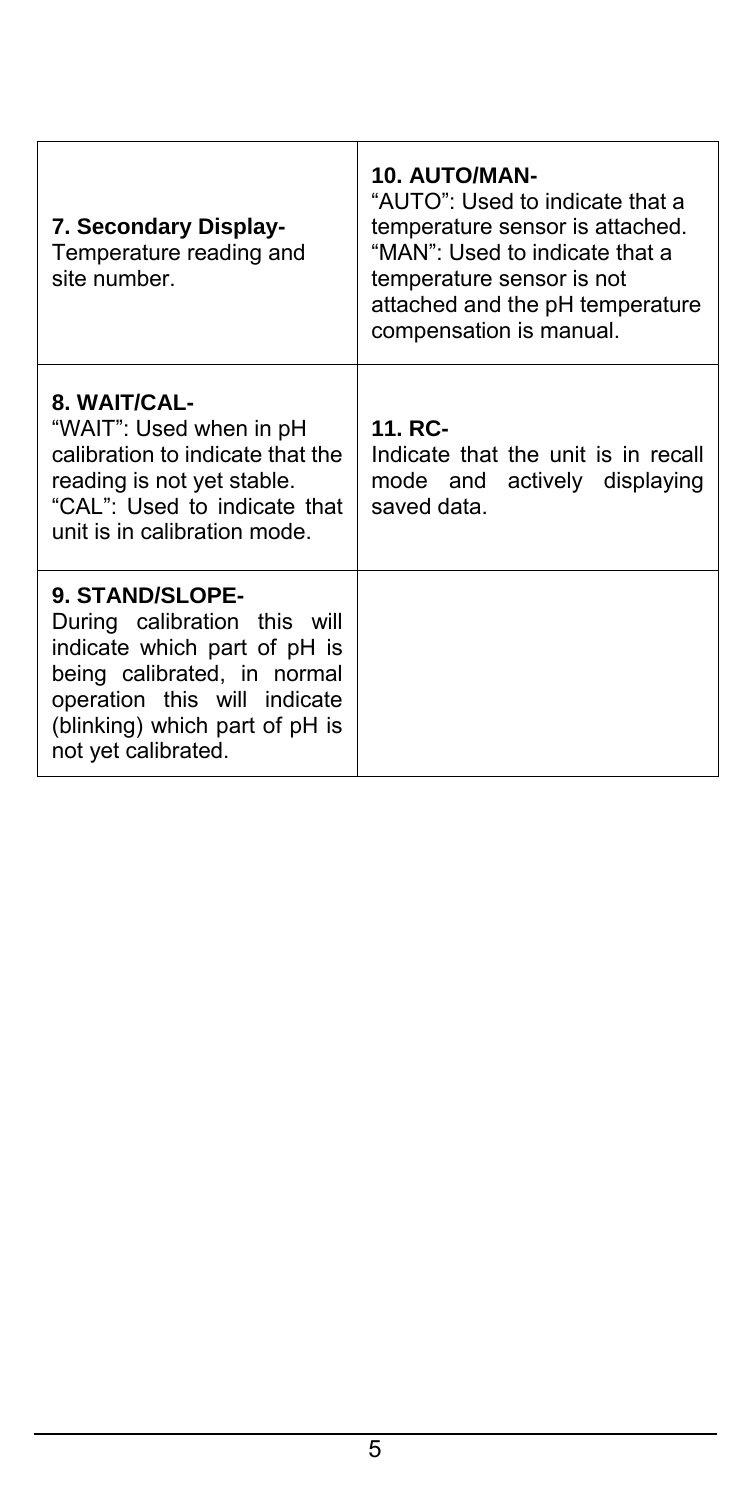| | |
|---|---|
| **7. Secondary Display-** Temperature reading and site number. | **10. AUTO/MAN-** "AUTO": Used to indicate that a temperature sensor is attached. "MAN": Used to indicate that a temperature sensor is not attached and the pH temperature compensation is manual. |
| **8. WAIT/CAL-** "WAIT": Used when in pH calibration to indicate that the reading is not yet stable. "CAL": Used to indicate that unit is in calibration mode. | **11. RC-** Indicate that the unit is in recall mode and actively displaying saved data. |
| **9. STAND/SLOPE-** During calibration this will indicate which part of pH is being calibrated, in normal operation this will indicate (blinking) which part of pH is not yet calibrated. | |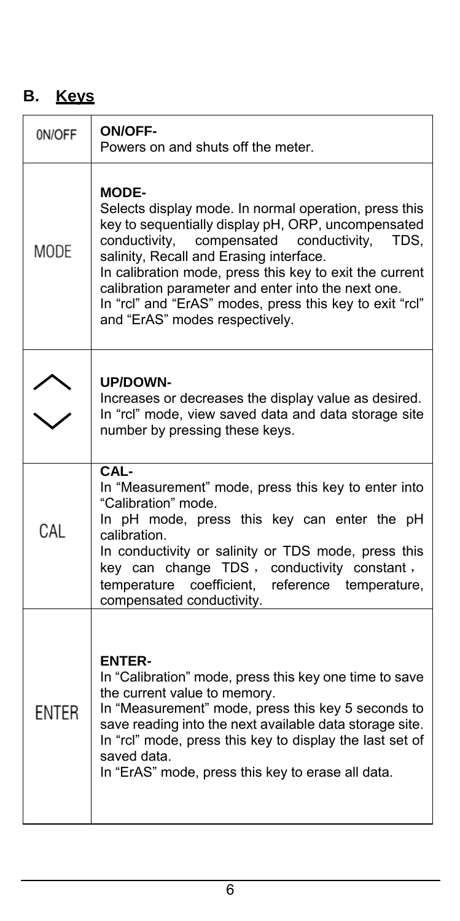## B. Keys

| Key | Function |
|---|---|
| ON/OFF | **ON/OFF-**<br>Powers on and shuts off the meter. |
| MODE | **MODE-**<br>Selects display mode. In normal operation, press this key to sequentially display pH, ORP, uncompensated conductivity, compensated conductivity, TDS, salinity, Recall and Erasing interface.<br>In calibration mode, press this key to exit the current calibration parameter and enter into the next one.<br>In "rcl" and "ErAS" modes, press this key to exit "rcl" and "ErAS" modes respectively. |
| ︿ ﹀ | **UP/DOWN-**<br>Increases or decreases the display value as desired.<br>In "rcl" mode, view saved data and data storage site number by pressing these keys. |
| CAL | **CAL-**<br>In "Measurement" mode, press this key to enter into "Calibration" mode.<br>In pH mode, press this key can enter the pH calibration.<br>In conductivity or salinity or TDS mode, press this key can change TDS， conductivity constant， temperature coefficient, reference temperature, compensated conductivity. |
| ENTER | **ENTER-**<br>In "Calibration" mode, press this key one time to save the current value to memory.<br>In "Measurement" mode, press this key 5 seconds to save reading into the next available data storage site.<br>In "rcl" mode, press this key to display the last set of saved data.<br>In "ErAS" mode, press this key to erase all data. |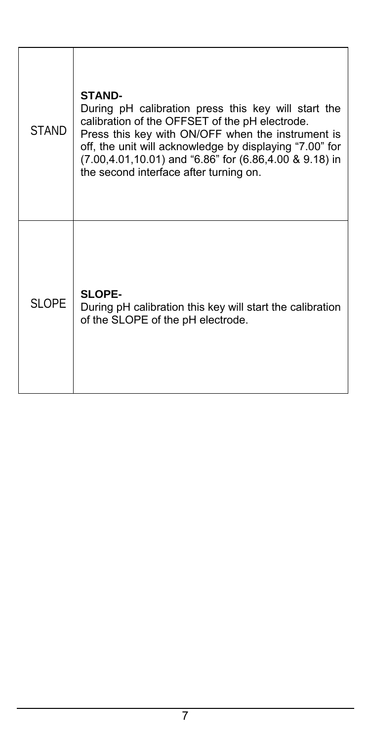| | |
|---|---|
| STAND | **STAND-**<br>During pH calibration press this key will start the calibration of the OFFSET of the pH electrode.<br>Press this key with ON/OFF when the instrument is off, the unit will acknowledge by displaying "7.00" for (7.00,4.01,10.01) and "6.86" for (6.86,4.00 & 9.18) in the second interface after turning on. |
| SLOPE | **SLOPE-**<br>During pH calibration this key will start the calibration of the SLOPE of the pH electrode. |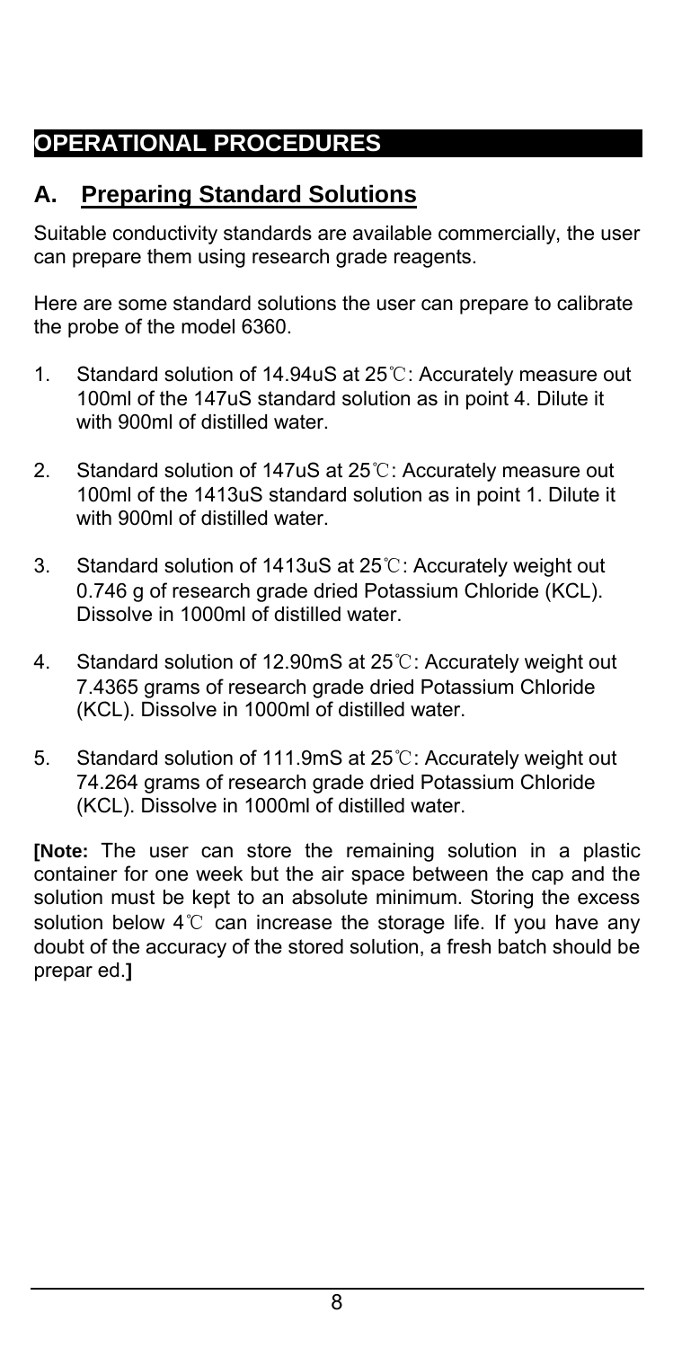# OPERATIONAL PROCEDURES

## A. Preparing Standard Solutions

Suitable conductivity standards are available commercially, the user can prepare them using research grade reagents.

Here are some standard solutions the user can prepare to calibrate the probe of the model 6360.

1. Standard solution of 14.94uS at 25℃: Accurately measure out 100ml of the 147uS standard solution as in point 4. Dilute it with 900ml of distilled water.

2. Standard solution of 147uS at 25℃: Accurately measure out 100ml of the 1413uS standard solution as in point 1. Dilute it with 900ml of distilled water.

3. Standard solution of 1413uS at 25℃: Accurately weight out 0.746 g of research grade dried Potassium Chloride (KCL). Dissolve in 1000ml of distilled water.

4. Standard solution of 12.90mS at 25℃: Accurately weight out 7.4365 grams of research grade dried Potassium Chloride (KCL). Dissolve in 1000ml of distilled water.

5. Standard solution of 111.9mS at 25℃: Accurately weight out 74.264 grams of research grade dried Potassium Chloride (KCL). Dissolve in 1000ml of distilled water.

**[Note:** The user can store the remaining solution in a plastic container for one week but the air space between the cap and the solution must be kept to an absolute minimum. Storing the excess solution below 4℃ can increase the storage life. If you have any doubt of the accuracy of the stored solution, a fresh batch should be prepar ed.**]**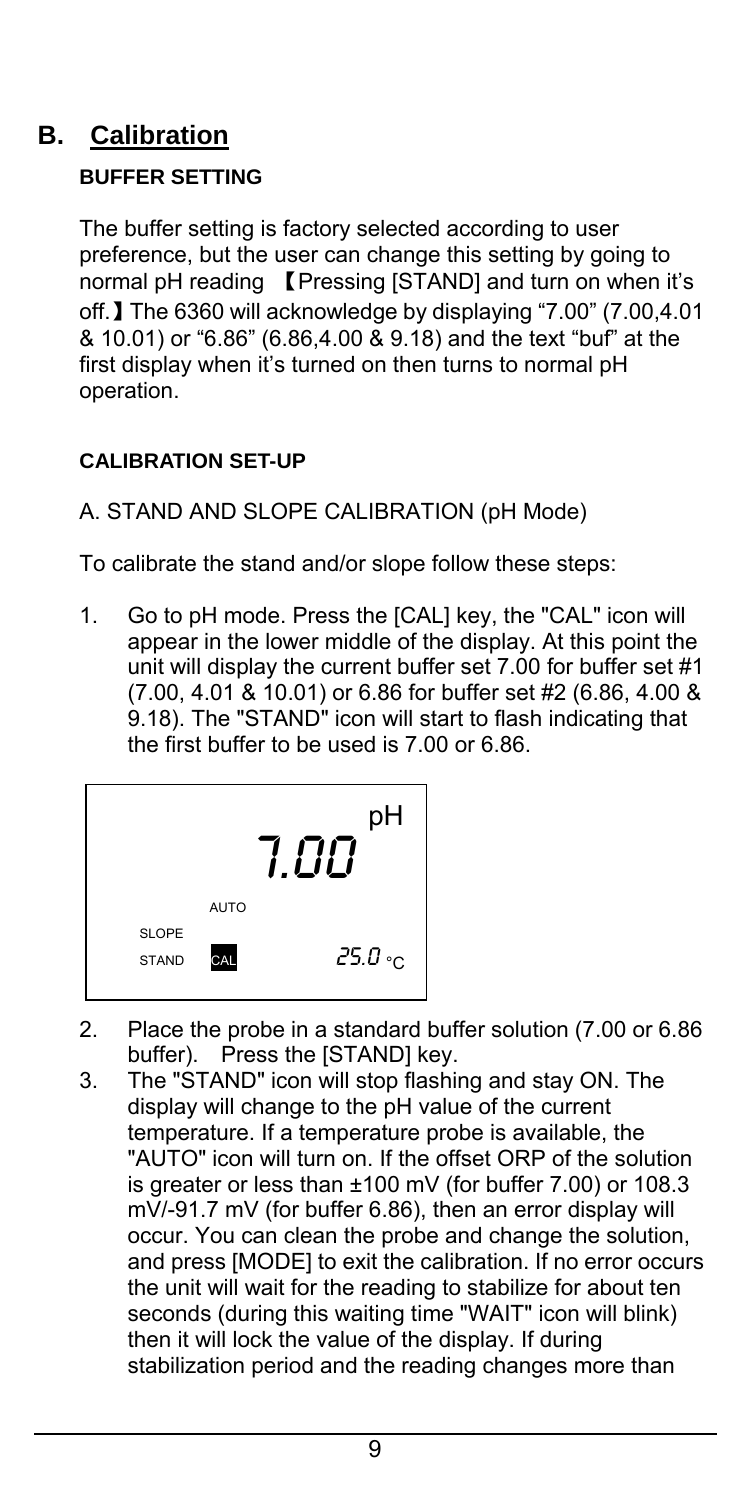## B. Calibration

### BUFFER SETTING

The buffer setting is factory selected according to user preference, but the user can change this setting by going to normal pH reading 【Pressing [STAND] and turn on when it's off.】The 6360 will acknowledge by displaying "7.00" (7.00,4.01 & 10.01) or "6.86" (6.86,4.00 & 9.18) and the text "buf" at the first display when it's turned on then turns to normal pH operation.

### CALIBRATION SET-UP

A. STAND AND SLOPE CALIBRATION (pH Mode)

To calibrate the stand and/or slope follow these steps:

1. Go to pH mode. Press the [CAL] key, the "CAL" icon will appear in the lower middle of the display. At this point the unit will display the current buffer set 7.00 for buffer set #1 (7.00, 4.01 & 10.01) or 6.86 for buffer set #2 (6.86, 4.00 & 9.18). The "STAND" icon will start to flash indicating that the first buffer to be used is 7.00 or 6.86.

```
                    pH
          7.00
     AUTO
SLOPE
STAND  CAL      25.0 °C
```

2. Place the probe in a standard buffer solution (7.00 or 6.86 buffer). Press the [STAND] key.
3. The "STAND" icon will stop flashing and stay ON. The display will change to the pH value of the current temperature. If a temperature probe is available, the "AUTO" icon will turn on. If the offset ORP of the solution is greater or less than ±100 mV (for buffer 7.00) or 108.3 mV/-91.7 mV (for buffer 6.86), then an error display will occur. You can clean the probe and change the solution, and press [MODE] to exit the calibration. If no error occurs the unit will wait for the reading to stabilize for about ten seconds (during this waiting time "WAIT" icon will blink) then it will lock the value of the display. If during stabilization period and the reading changes more than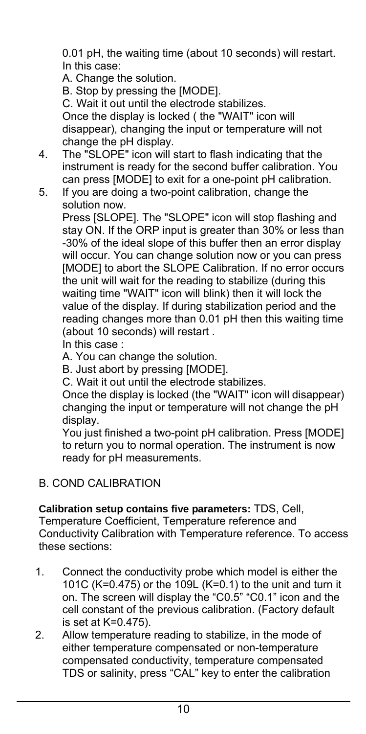0.01 pH, the waiting time (about 10 seconds) will restart. In this case:

A. Change the solution.

B. Stop by pressing the [MODE].

C. Wait it out until the electrode stabilizes.

Once the display is locked ( the "WAIT" icon will disappear), changing the input or temperature will not change the pH display.

4. The "SLOPE" icon will start to flash indicating that the instrument is ready for the second buffer calibration. You can press [MODE] to exit for a one-point pH calibration.
5. If you are doing a two-point calibration, change the solution now.

   Press [SLOPE]. The "SLOPE" icon will stop flashing and stay ON. If the ORP input is greater than 30% or less than -30% of the ideal slope of this buffer then an error display will occur. You can change solution now or you can press [MODE] to abort the SLOPE Calibration. If no error occurs the unit will wait for the reading to stabilize (during this waiting time "WAIT" icon will blink) then it will lock the value of the display. If during stabilization period and the reading changes more than 0.01 pH then this waiting time (about 10 seconds) will restart .

   In this case :

   A. You can change the solution.

   B. Just abort by pressing [MODE].

   C. Wait it out until the electrode stabilizes.

   Once the display is locked (the "WAIT" icon will disappear) changing the input or temperature will not change the pH display.

   You just finished a two-point pH calibration. Press [MODE] to return you to normal operation. The instrument is now ready for pH measurements.

## B. COND CALIBRATION

**Calibration setup contains five parameters:** TDS, Cell, Temperature Coefficient, Temperature reference and Conductivity Calibration with Temperature reference. To access these sections:

1. Connect the conductivity probe which model is either the 101C (K=0.475) or the 109L (K=0.1) to the unit and turn it on. The screen will display the “C0.5” “C0.1” icon and the cell constant of the previous calibration. (Factory default is set at K=0.475).
2. Allow temperature reading to stabilize, in the mode of either temperature compensated or non-temperature compensated conductivity, temperature compensated TDS or salinity, press “CAL” key to enter the calibration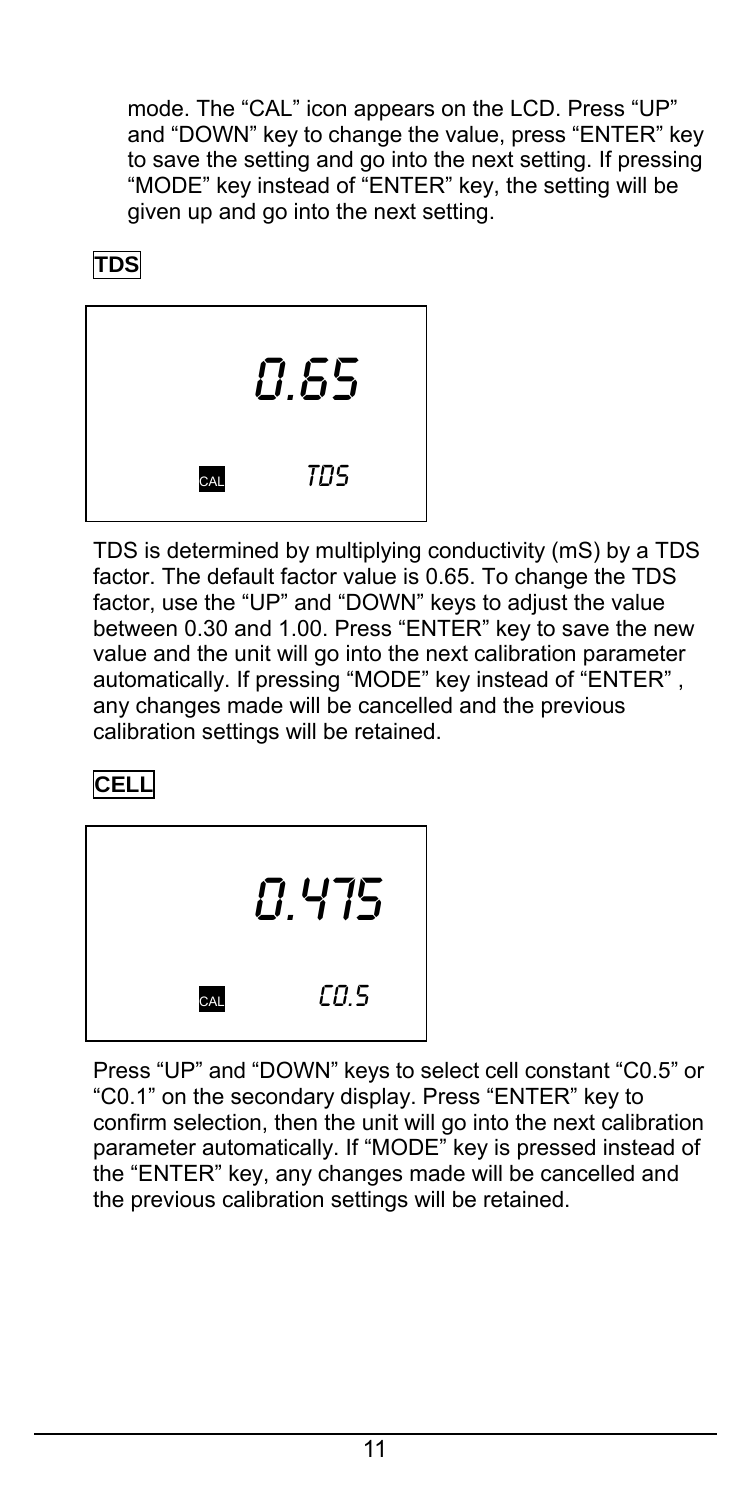mode. The "CAL" icon appears on the LCD. Press "UP" and "DOWN" key to change the value, press "ENTER" key to save the setting and go into the next setting. If pressing "MODE" key instead of "ENTER" key, the setting will be given up and go into the next setting.

**TDS**

```
        0.65
CAL     TDS
```

TDS is determined by multiplying conductivity (mS) by a TDS factor. The default factor value is 0.65. To change the TDS factor, use the "UP" and "DOWN" keys to adjust the value between 0.30 and 1.00. Press "ENTER" key to save the new value and the unit will go into the next calibration parameter automatically. If pressing "MODE" key instead of "ENTER" , any changes made will be cancelled and the previous calibration settings will be retained.

**CELL**

```
        0.475
CAL     C0.5
```

Press "UP" and "DOWN" keys to select cell constant "C0.5" or "C0.1" on the secondary display. Press "ENTER" key to confirm selection, then the unit will go into the next calibration parameter automatically. If "MODE" key is pressed instead of the "ENTER" key, any changes made will be cancelled and the previous calibration settings will be retained.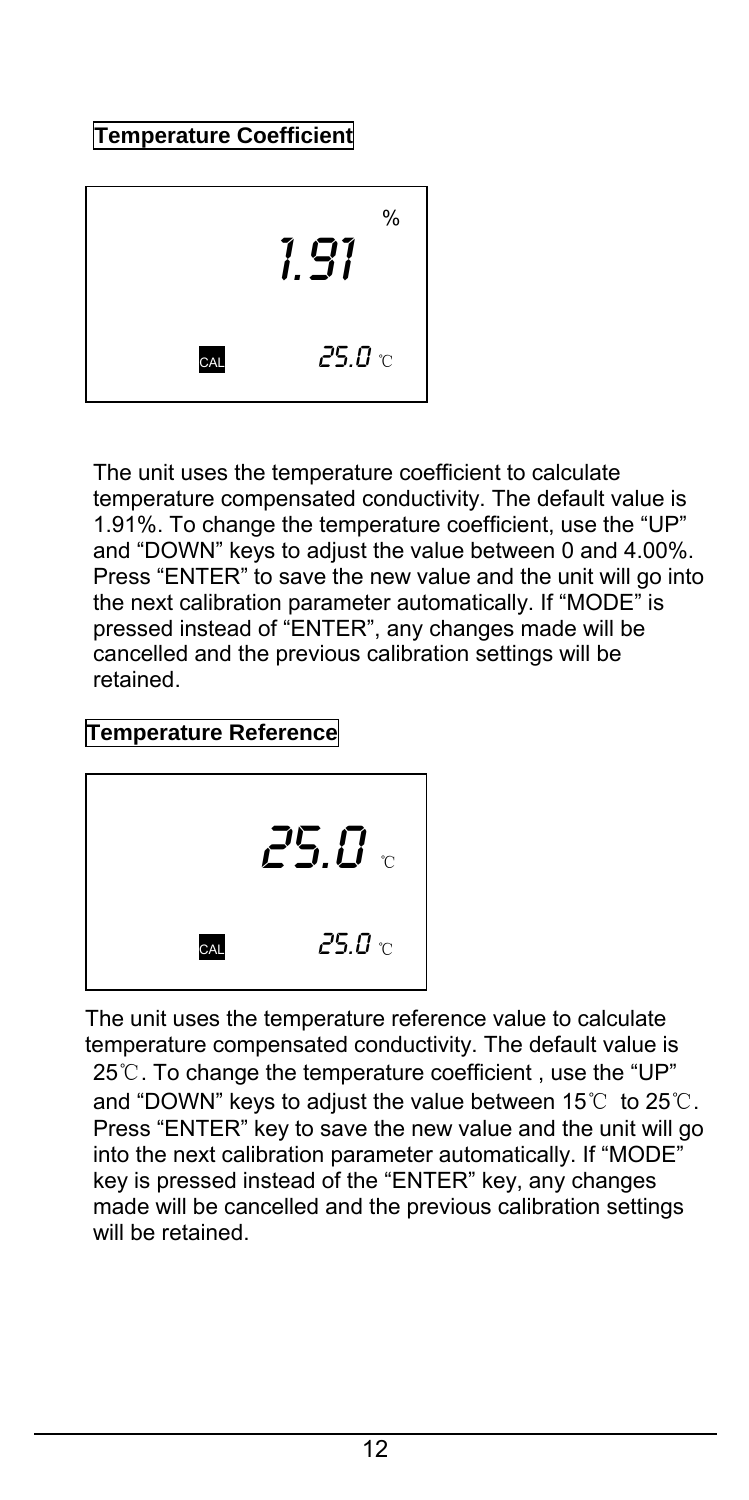## Temperature Coefficient

```
                1.91 %

    CAL         25.0 ℃
```

The unit uses the temperature coefficient to calculate temperature compensated conductivity. The default value is 1.91%. To change the temperature coefficient, use the "UP" and "DOWN" keys to adjust the value between 0 and 4.00%. Press "ENTER" to save the new value and the unit will go into the next calibration parameter automatically. If "MODE" is pressed instead of "ENTER", any changes made will be cancelled and the previous calibration settings will be retained.

## Temperature Reference

```
                25.0 ℃

    CAL         25.0 ℃
```

The unit uses the temperature reference value to calculate temperature compensated conductivity. The default value is 25℃. To change the temperature coefficient , use the "UP" and "DOWN" keys to adjust the value between 15℃ to 25℃. Press "ENTER" key to save the new value and the unit will go into the next calibration parameter automatically. If "MODE" key is pressed instead of the "ENTER" key, any changes made will be cancelled and the previous calibration settings will be retained.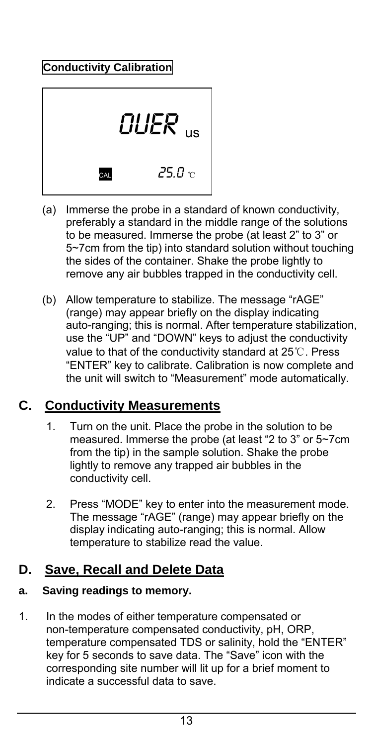**Conductivity Calibration**

```
        OUER us

CAL        25.0 ℃
```

(a) Immerse the probe in a standard of known conductivity, preferably a standard in the middle range of the solutions to be measured. Immerse the probe (at least 2" to 3" or 5~7cm from the tip) into standard solution without touching the sides of the container. Shake the probe lightly to remove any air bubbles trapped in the conductivity cell.

(b) Allow temperature to stabilize. The message "rAGE" (range) may appear briefly on the display indicating auto-ranging; this is normal. After temperature stabilization, use the "UP" and "DOWN" keys to adjust the conductivity value to that of the conductivity standard at 25℃. Press "ENTER" key to calibrate. Calibration is now complete and the unit will switch to "Measurement" mode automatically.

## C. Conductivity Measurements

1. Turn on the unit. Place the probe in the solution to be measured. Immerse the probe (at least "2 to 3" or 5~7cm from the tip) in the sample solution. Shake the probe lightly to remove any trapped air bubbles in the conductivity cell.

2. Press "MODE" key to enter into the measurement mode. The message "rAGE" (range) may appear briefly on the display indicating auto-ranging; this is normal. Allow temperature to stabilize read the value.

## D. Save, Recall and Delete Data

### a. Saving readings to memory.

1. In the modes of either temperature compensated or non-temperature compensated conductivity, pH, ORP, temperature compensated TDS or salinity, hold the "ENTER" key for 5 seconds to save data. The "Save" icon with the corresponding site number will lit up for a brief moment to indicate a successful data to save.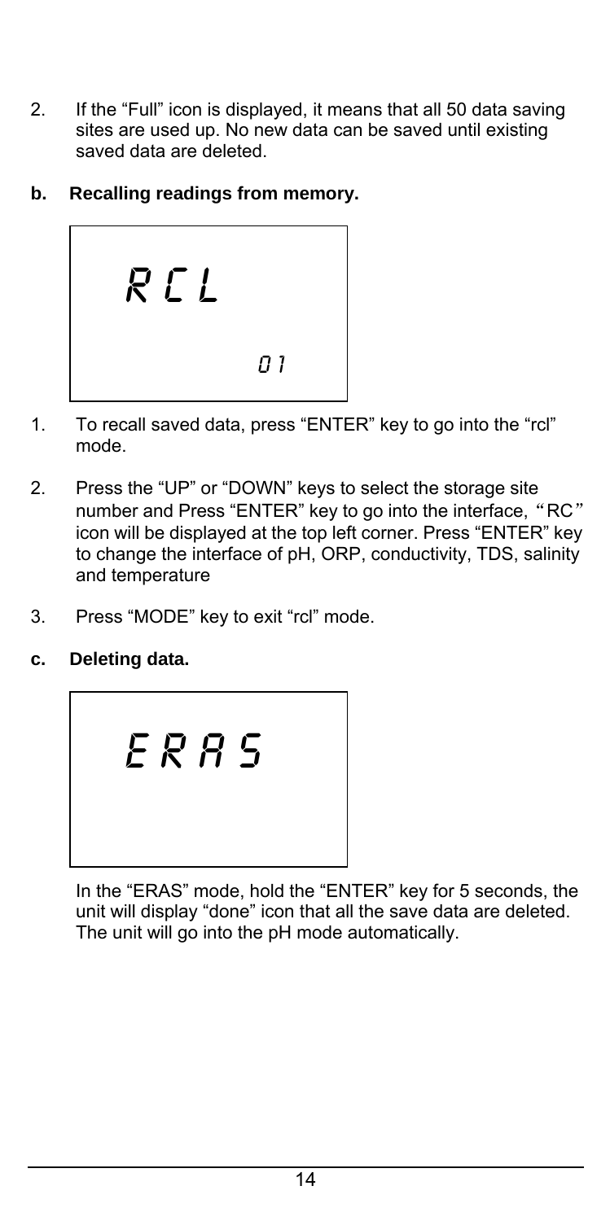2. If the "Full" icon is displayed, it means that all 50 data saving sites are used up. No new data can be saved until existing saved data are deleted.

**b. Recalling readings from memory.**

```
RCL

         01
```

1. To recall saved data, press "ENTER" key to go into the "rcl" mode.

2. Press the "UP" or "DOWN" keys to select the storage site number and Press "ENTER" key to go into the interface, "RC" icon will be displayed at the top left corner. Press "ENTER" key to change the interface of pH, ORP, conductivity, TDS, salinity and temperature

3. Press "MODE" key to exit "rcl" mode.

**c. Deleting data.**

```
ERAS
```

In the "ERAS" mode, hold the "ENTER" key for 5 seconds, the unit will display "done" icon that all the save data are deleted. The unit will go into the pH mode automatically.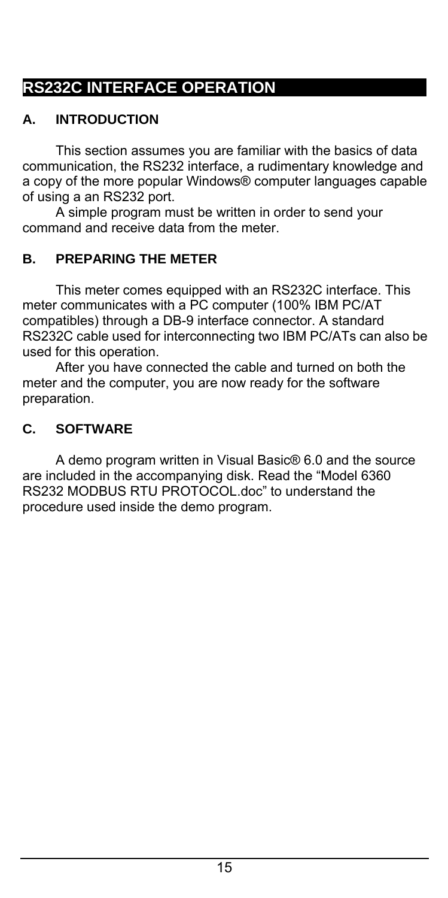# RS232C INTERFACE OPERATION

## A. INTRODUCTION

This section assumes you are familiar with the basics of data communication, the RS232 interface, a rudimentary knowledge and a copy of the more popular Windows® computer languages capable of using a an RS232 port.

A simple program must be written in order to send your command and receive data from the meter.

## B. PREPARING THE METER

This meter comes equipped with an RS232C interface. This meter communicates with a PC computer (100% IBM PC/AT compatibles) through a DB-9 interface connector. A standard RS232C cable used for interconnecting two IBM PC/ATs can also be used for this operation.

After you have connected the cable and turned on both the meter and the computer, you are now ready for the software preparation.

## C. SOFTWARE

A demo program written in Visual Basic® 6.0 and the source are included in the accompanying disk. Read the "Model 6360 RS232 MODBUS RTU PROTOCOL.doc" to understand the procedure used inside the demo program.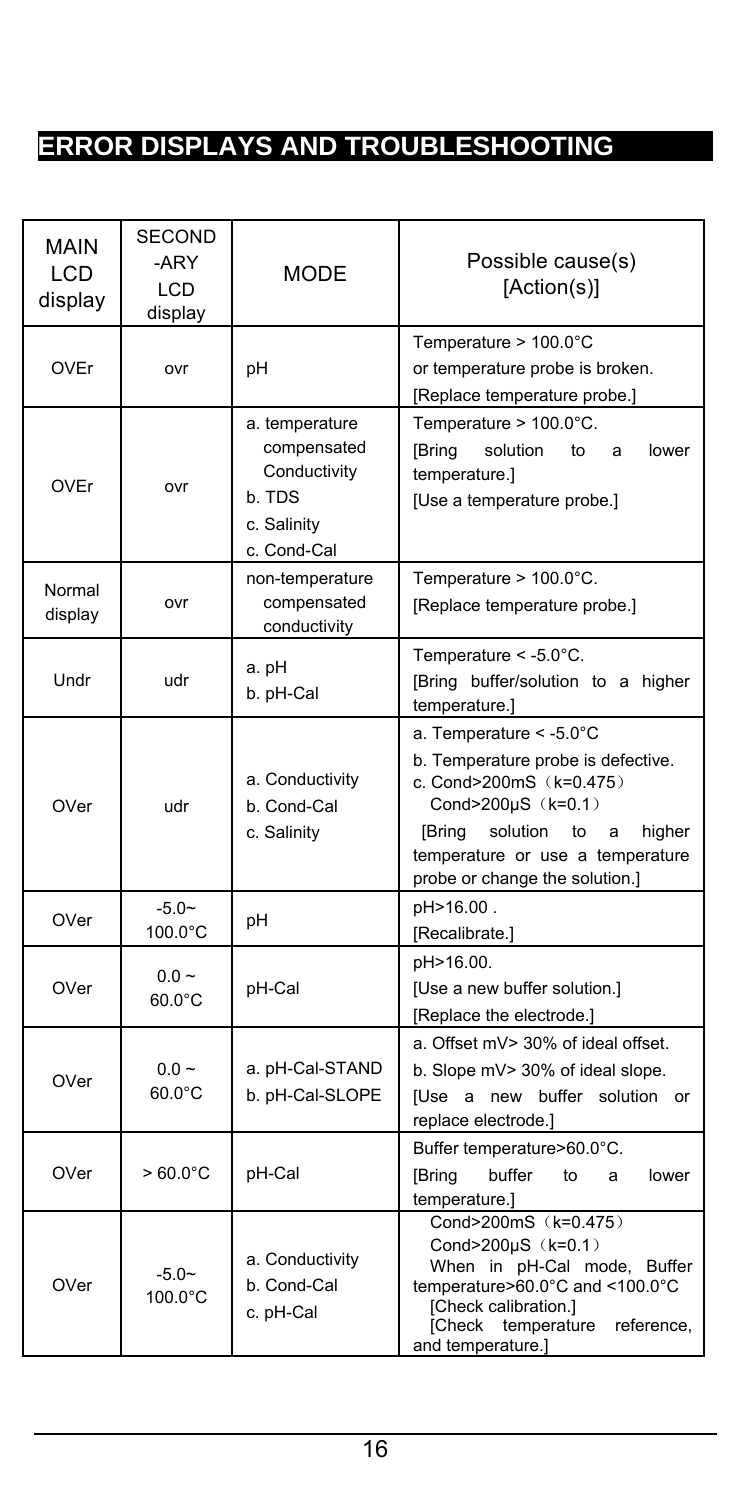# ERROR DISPLAYS AND TROUBLESHOOTING

| MAIN LCD display | SECOND -ARY LCD display | MODE | Possible cause(s) [Action(s)] |
|---|---|---|---|
| OVEr | ovr | pH | Temperature > 100.0°C or temperature probe is broken. [Replace temperature probe.] |
| OVEr | ovr | a. temperature compensated Conductivity b. TDS c. Salinity c. Cond-Cal | Temperature > 100.0°C. [Bring solution to a lower temperature.] [Use a temperature probe.] |
| Normal display | ovr | non-temperature compensated conductivity | Temperature > 100.0°C. [Replace temperature probe.] |
| Undr | udr | a. pH b. pH-Cal | Temperature < -5.0°C. [Bring buffer/solution to a higher temperature.] |
| OVer | udr | a. Conductivity b. Cond-Cal c. Salinity | a. Temperature < -5.0°C b. Temperature probe is defective. c. Cond>200mS（k=0.475） Cond>200µS（k=0.1） [Bring solution to a higher temperature or use a temperature probe or change the solution.] |
| OVer | -5.0~ 100.0°C | pH | pH>16.00 . [Recalibrate.] |
| OVer | 0.0 ~ 60.0°C | pH-Cal | pH>16.00. [Use a new buffer solution.] [Replace the electrode.] |
| OVer | 0.0 ~ 60.0°C | a. pH-Cal-STAND b. pH-Cal-SLOPE | a. Offset mV> 30% of ideal offset. b. Slope mV> 30% of ideal slope. [Use a new buffer solution or replace electrode.] |
| OVer | > 60.0°C | pH-Cal | Buffer temperature>60.0°C. [Bring buffer to a lower temperature.] |
| OVer | -5.0~ 100.0°C | a. Conductivity b. Cond-Cal c. pH-Cal | Cond>200mS（k=0.475） Cond>200µS（k=0.1） When in pH-Cal mode, Buffer temperature>60.0°C and <100.0°C [Check calibration.] [Check temperature reference, and temperature.] |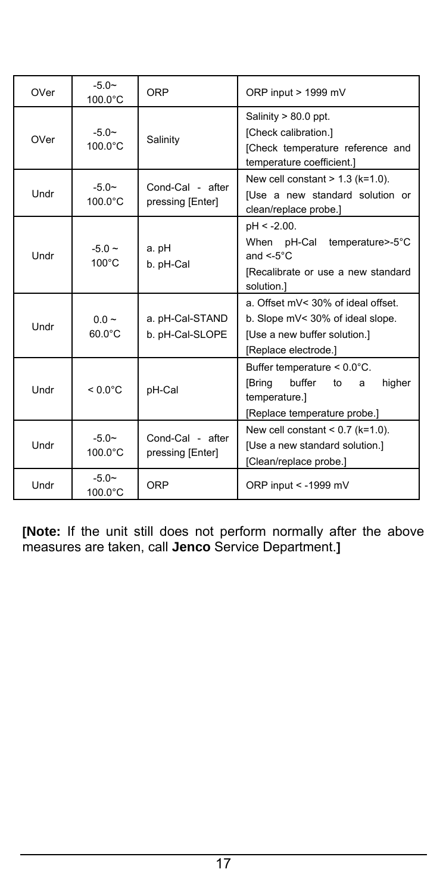| OVer | -5.0~ 100.0°C | ORP | ORP input > 1999 mV |
|---|---|---|---|
| OVer | -5.0~ 100.0°C | Salinity | Salinity > 80.0 ppt.<br>[Check calibration.]<br>[Check temperature reference and temperature coefficient.] |
| Undr | -5.0~ 100.0°C | Cond-Cal - after pressing [Enter] | New cell constant > 1.3 (k=1.0).<br>[Use a new standard solution or clean/replace probe.] |
| Undr | -5.0 ~ 100°C | a. pH<br>b. pH-Cal | pH < -2.00.<br>When pH-Cal temperature>-5°C and <-5°C<br>[Recalibrate or use a new standard solution.] |
| Undr | 0.0 ~ 60.0°C | a. pH-Cal-STAND<br>b. pH-Cal-SLOPE | a. Offset mV< 30% of ideal offset.<br>b. Slope mV< 30% of ideal slope.<br>[Use a new buffer solution.]<br>[Replace electrode.] |
| Undr | < 0.0°C | pH-Cal | Buffer temperature < 0.0°C.<br>[Bring buffer to a higher temperature.]<br>[Replace temperature probe.] |
| Undr | -5.0~ 100.0°C | Cond-Cal - after pressing [Enter] | New cell constant < 0.7 (k=1.0).<br>[Use a new standard solution.]<br>[Clean/replace probe.] |
| Undr | -5.0~ 100.0°C | ORP | ORP input < -1999 mV |

**[Note:** If the unit still does not perform normally after the above measures are taken, call **Jenco** Service Department.**]**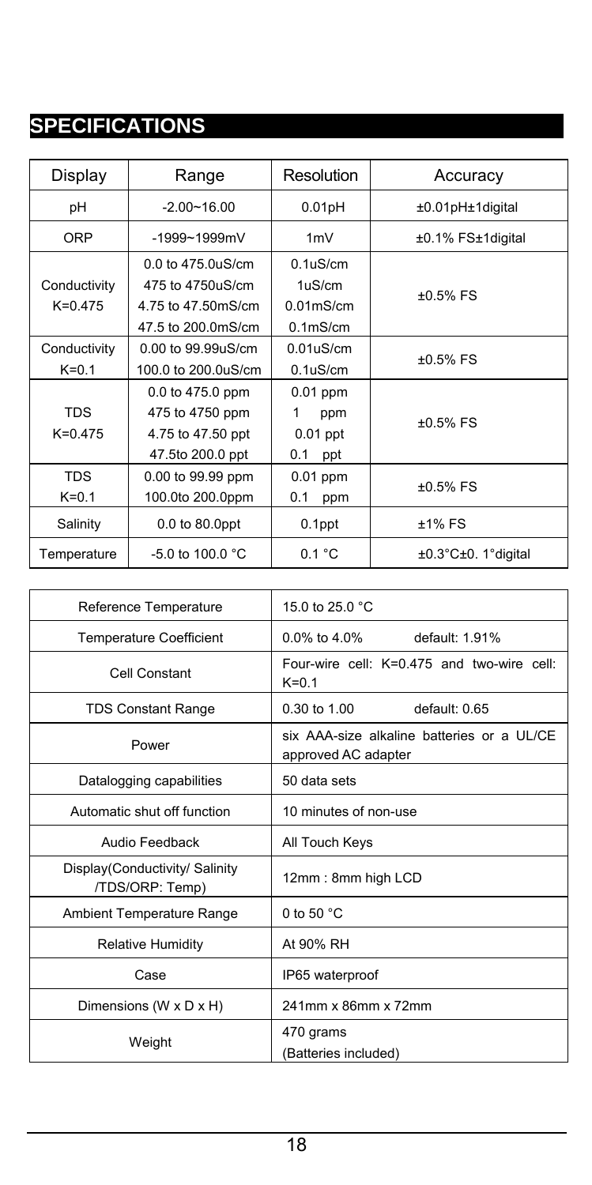# SPECIFICATIONS

| Display | Range | Resolution | Accuracy |
|---|---|---|---|
| pH | -2.00~16.00 | 0.01pH | ±0.01pH±1digital |
| ORP | -1999~1999mV | 1mV | ±0.1% FS±1digital |
| Conductivity K=0.475 | 0.0 to 475.0uS/cm<br>475 to 4750uS/cm<br>4.75 to 47.50mS/cm<br>47.5 to 200.0mS/cm | 0.1uS/cm<br>1uS/cm<br>0.01mS/cm<br>0.1mS/cm | ±0.5% FS |
| Conductivity K=0.1 | 0.00 to 99.99uS/cm<br>100.0 to 200.0uS/cm | 0.01uS/cm<br>0.1uS/cm | ±0.5% FS |
| TDS K=0.475 | 0.0 to 475.0 ppm<br>475 to 4750 ppm<br>4.75 to 47.50 ppt<br>47.5to 200.0 ppt | 0.01 ppm<br>1 ppm<br>0.01 ppt<br>0.1 ppt | ±0.5% FS |
| TDS K=0.1 | 0.00 to 99.99 ppm<br>100.0to 200.0ppm | 0.01 ppm<br>0.1 ppm | ±0.5% FS |
| Salinity | 0.0 to 80.0ppt | 0.1ppt | ±1% FS |
| Temperature | -5.0 to 100.0 °C | 0.1 °C | ±0.3°C±0. 1°digital |

| | |
|---|---|
| Reference Temperature | 15.0 to 25.0 °C |
| Temperature Coefficient | 0.0% to 4.0% default: 1.91% |
| Cell Constant | Four-wire cell: K=0.475 and two-wire cell: K=0.1 |
| TDS Constant Range | 0.30 to 1.00 default: 0.65 |
| Power | six AAA-size alkaline batteries or a UL/CE approved AC adapter |
| Datalogging capabilities | 50 data sets |
| Automatic shut off function | 10 minutes of non-use |
| Audio Feedback | All Touch Keys |
| Display(Conductivity/ Salinity /TDS/ORP: Temp) | 12mm : 8mm high LCD |
| Ambient Temperature Range | 0 to 50 °C |
| Relative Humidity | At 90% RH |
| Case | IP65 waterproof |
| Dimensions (W x D x H) | 241mm x 86mm x 72mm |
| Weight | 470 grams<br>(Batteries included) |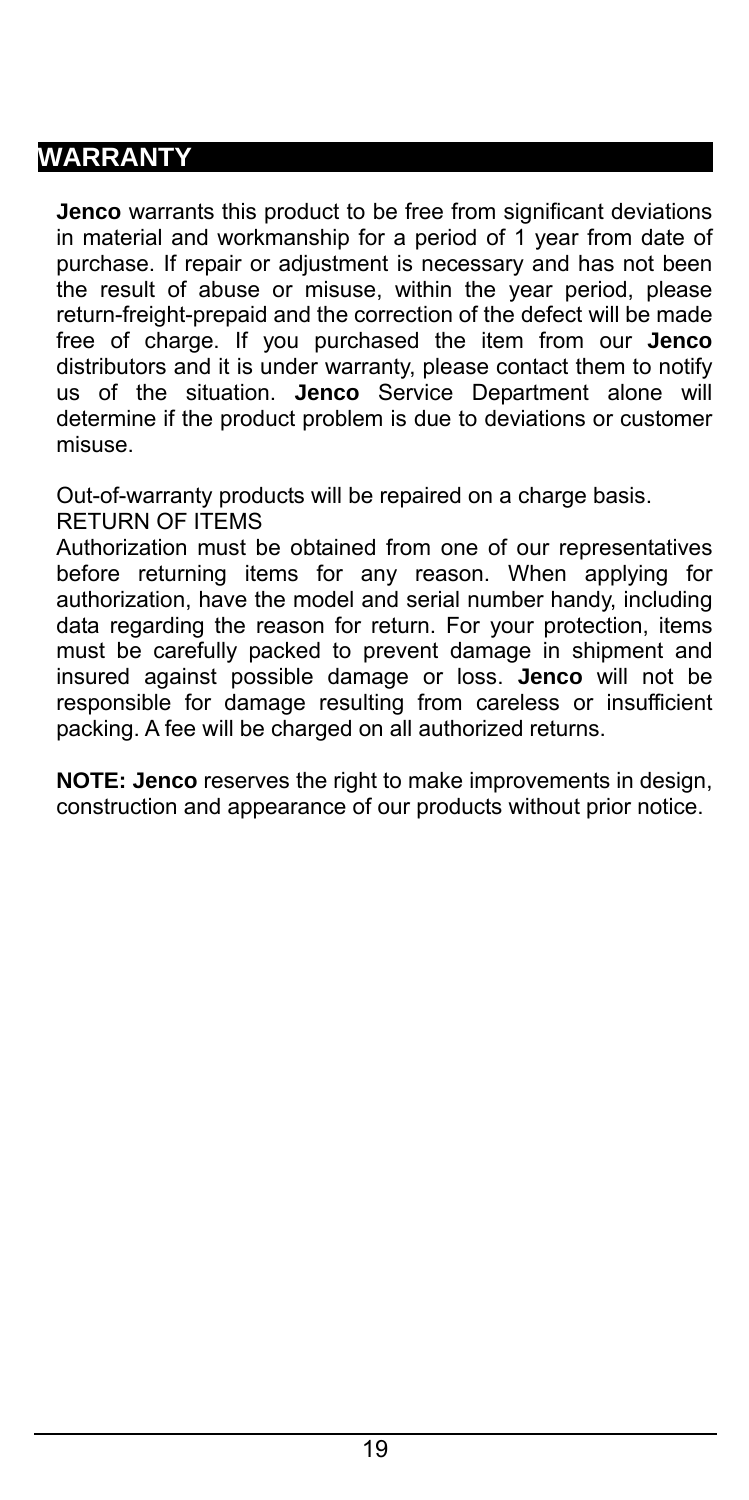## WARRANTY

**Jenco** warrants this product to be free from significant deviations in material and workmanship for a period of 1 year from date of purchase. If repair or adjustment is necessary and has not been the result of abuse or misuse, within the year period, please return-freight-prepaid and the correction of the defect will be made free of charge. If you purchased the item from our **Jenco** distributors and it is under warranty, please contact them to notify us of the situation. **Jenco** Service Department alone will determine if the product problem is due to deviations or customer misuse.

Out-of-warranty products will be repaired on a charge basis.

RETURN OF ITEMS

Authorization must be obtained from one of our representatives before returning items for any reason. When applying for authorization, have the model and serial number handy, including data regarding the reason for return. For your protection, items must be carefully packed to prevent damage in shipment and insured against possible damage or loss. **Jenco** will not be responsible for damage resulting from careless or insufficient packing. A fee will be charged on all authorized returns.

**NOTE: Jenco** reserves the right to make improvements in design, construction and appearance of our products without prior notice.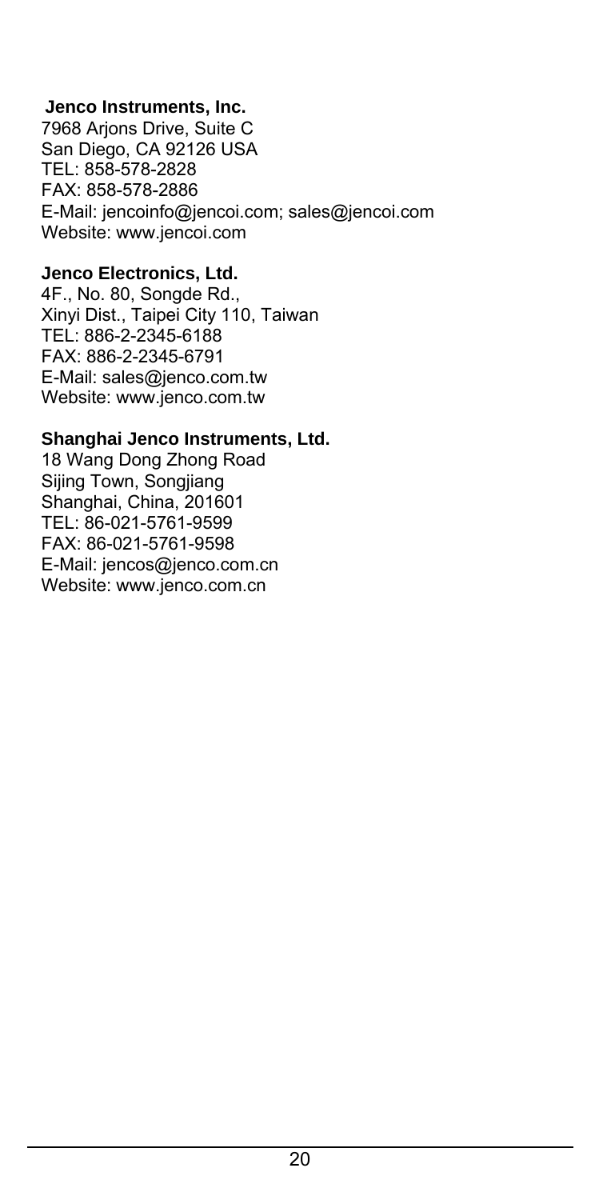**Jenco Instruments, Inc.**
7968 Arjons Drive, Suite C
San Diego, CA 92126 USA
TEL: 858-578-2828
FAX: 858-578-2886
E-Mail: jencoinfo@jencoi.com; sales@jencoi.com
Website: www.jencoi.com

**Jenco Electronics, Ltd.**
4F., No. 80, Songde Rd.,
Xinyi Dist., Taipei City 110, Taiwan
TEL: 886-2-2345-6188
FAX: 886-2-2345-6791
E-Mail: sales@jenco.com.tw
Website: www.jenco.com.tw

**Shanghai Jenco Instruments, Ltd.**
18 Wang Dong Zhong Road
Sijing Town, Songjiang
Shanghai, China, 201601
TEL: 86-021-5761-9599
FAX: 86-021-5761-9598
E-Mail: jencos@jenco.com.cn
Website: www.jenco.com.cn